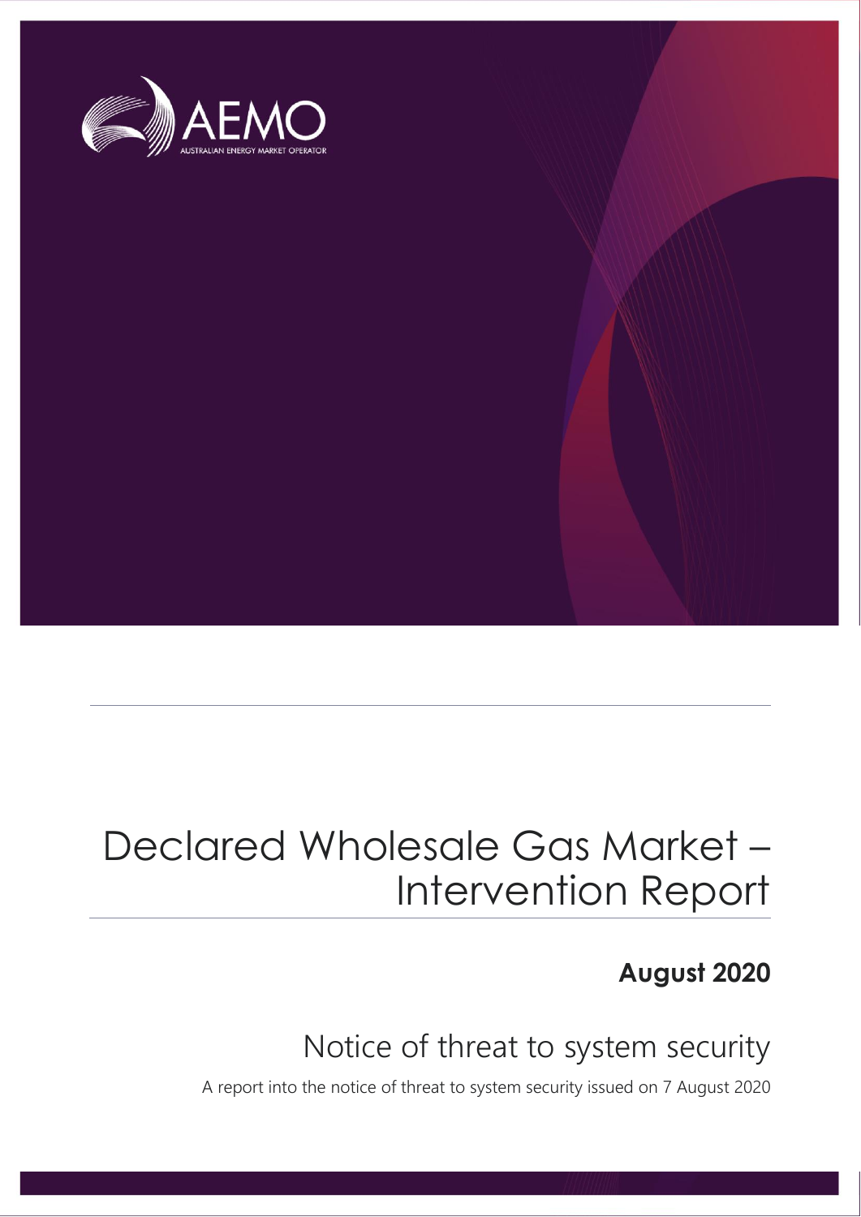AEMO

AUSTRALIAN ENERGY MARKET OPERATOR

# Declared Wholesale Gas Market – Intervention Report

**August 2020**

## Notice of threat to system security

A report into the notice of threat to system security issued on 7 August 2020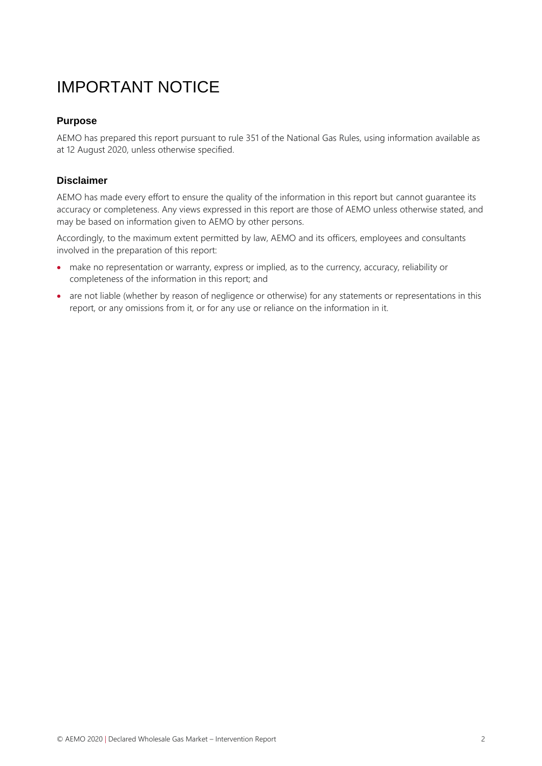# IMPORTANT NOTICE

## Purpose

AEMO has prepared this report pursuant to rule 351 of the National Gas Rules, using information available as at 12 August 2020, unless otherwise specified.

## Disclaimer

AEMO has made every effort to ensure the quality of the information in this report but cannot guarantee its accuracy or completeness. Any views expressed in this report are those of AEMO unless otherwise stated, and may be based on information given to AEMO by other persons.

Accordingly, to the maximum extent permitted by law, AEMO and its officers, employees and consultants involved in the preparation of this report:

- make no representation or warranty, express or implied, as to the currency, accuracy, reliability or completeness of the information in this report; and
- are not liable (whether by reason of negligence or otherwise) for any statements or representations in this report, or any omissions from it, or for any use or reliance on the information in it.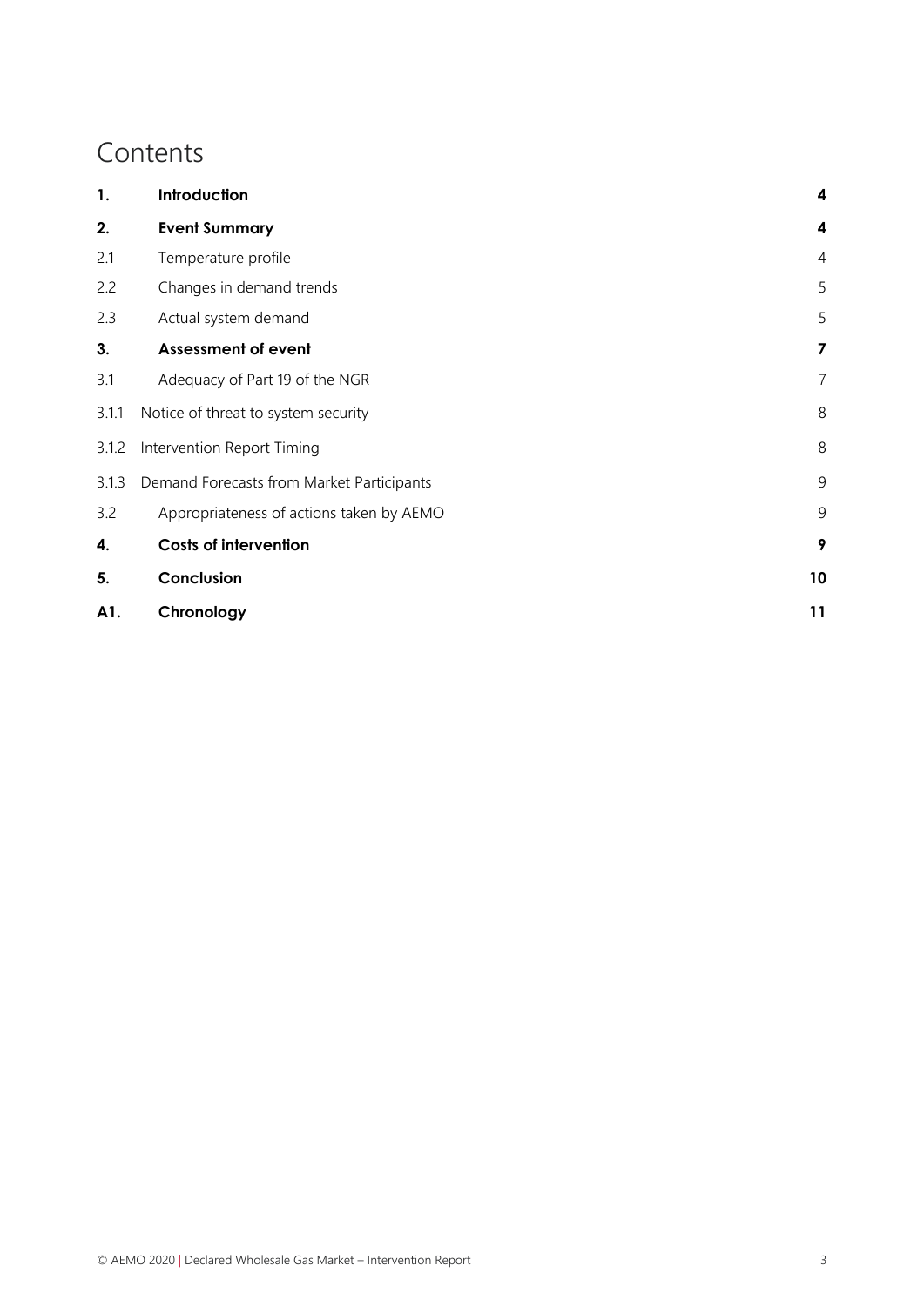# Contents

| | | |
|---|---|---|
| **1.** | **Introduction** | **4** |
| **2.** | **Event Summary** | **4** |
| 2.1 | Temperature profile | 4 |
| 2.2 | Changes in demand trends | 5 |
| 2.3 | Actual system demand | 5 |
| **3.** | **Assessment of event** | **7** |
| 3.1 | Adequacy of Part 19 of the NGR | 7 |
| 3.1.1 | Notice of threat to system security | 8 |
| 3.1.2 | Intervention Report Timing | 8 |
| 3.1.3 | Demand Forecasts from Market Participants | 9 |
| 3.2 | Appropriateness of actions taken by AEMO | 9 |
| **4.** | **Costs of intervention** | **9** |
| **5.** | **Conclusion** | **10** |
| **A1.** | **Chronology** | **11** |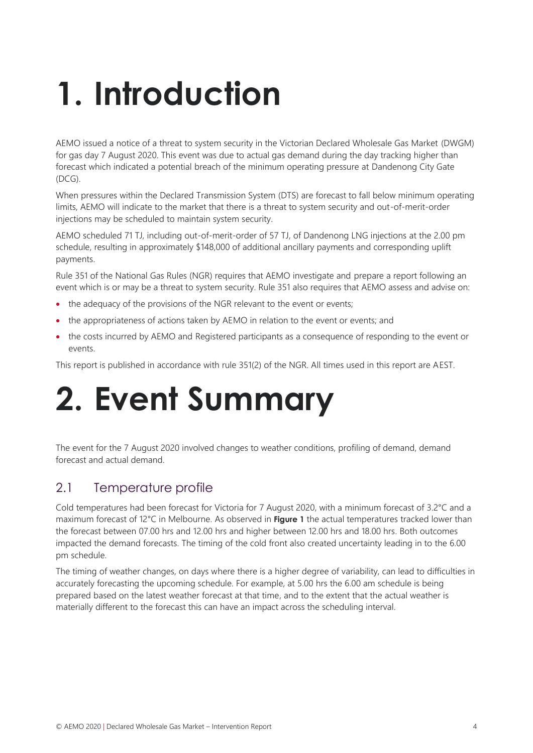# 1. Introduction

AEMO issued a notice of a threat to system security in the Victorian Declared Wholesale Gas Market (DWGM) for gas day 7 August 2020. This event was due to actual gas demand during the day tracking higher than forecast which indicated a potential breach of the minimum operating pressure at Dandenong City Gate (DCG).

When pressures within the Declared Transmission System (DTS) are forecast to fall below minimum operating limits, AEMO will indicate to the market that there is a threat to system security and out-of-merit-order injections may be scheduled to maintain system security.

AEMO scheduled 71 TJ, including out-of-merit-order of 57 TJ, of Dandenong LNG injections at the 2.00 pm schedule, resulting in approximately $148,000 of additional ancillary payments and corresponding uplift payments.

Rule 351 of the National Gas Rules (NGR) requires that AEMO investigate and prepare a report following an event which is or may be a threat to system security. Rule 351 also requires that AEMO assess and advise on:

- the adequacy of the provisions of the NGR relevant to the event or events;
- the appropriateness of actions taken by AEMO in relation to the event or events; and
- the costs incurred by AEMO and Registered participants as a consequence of responding to the event or events.

This report is published in accordance with rule 351(2) of the NGR. All times used in this report are AEST.

# 2. Event Summary

The event for the 7 August 2020 involved changes to weather conditions, profiling of demand, demand forecast and actual demand.

## 2.1 Temperature profile

Cold temperatures had been forecast for Victoria for 7 August 2020, with a minimum forecast of 3.2°C and a maximum forecast of 12°C in Melbourne. As observed in **Figure 1** the actual temperatures tracked lower than the forecast between 07.00 hrs and 12.00 hrs and higher between 12.00 hrs and 18.00 hrs. Both outcomes impacted the demand forecasts. The timing of the cold front also created uncertainty leading in to the 6.00 pm schedule.

The timing of weather changes, on days where there is a higher degree of variability, can lead to difficulties in accurately forecasting the upcoming schedule. For example, at 5.00 hrs the 6.00 am schedule is being prepared based on the latest weather forecast at that time, and to the extent that the actual weather is materially different to the forecast this can have an impact across the scheduling interval.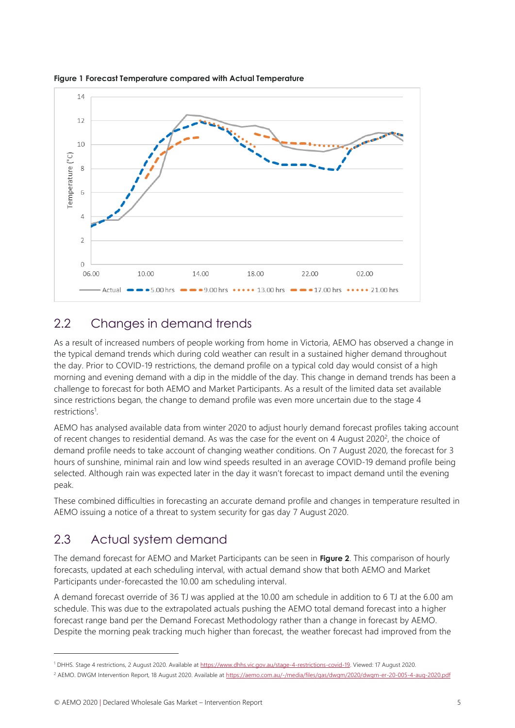**Figure 1 Forecast Temperature compared with Actual Temperature**

## 2.2 Changes in demand trends

As a result of increased numbers of people working from home in Victoria, AEMO has observed a change in the typical demand trends which during cold weather can result in a sustained higher demand throughout the day. Prior to COVID-19 restrictions, the demand profile on a typical cold day would consist of a high morning and evening demand with a dip in the middle of the day. This change in demand trends has been a challenge to forecast for both AEMO and Market Participants. As a result of the limited data set available since restrictions began, the change to demand profile was even more uncertain due to the stage 4 restrictions[1].

AEMO has analysed available data from winter 2020 to adjust hourly demand forecast profiles taking account of recent changes to residential demand. As was the case for the event on 4 August 2020[2], the choice of demand profile needs to take account of changing weather conditions. On 7 August 2020, the forecast for 3 hours of sunshine, minimal rain and low wind speeds resulted in an average COVID-19 demand profile being selected. Although rain was expected later in the day it wasn't forecast to impact demand until the evening peak.

These combined difficulties in forecasting an accurate demand profile and changes in temperature resulted in AEMO issuing a notice of a threat to system security for gas day 7 August 2020.

## 2.3 Actual system demand

The demand forecast for AEMO and Market Participants can be seen in **Figure 2**. This comparison of hourly forecasts, updated at each scheduling interval, with actual demand show that both AEMO and Market Participants under-forecasted the 10.00 am scheduling interval.

A demand forecast override of 36 TJ was applied at the 10.00 am schedule in addition to 6 TJ at the 6.00 am schedule. This was due to the extrapolated actuals pushing the AEMO total demand forecast into a higher forecast range band per the Demand Forecast Methodology rather than a change in forecast by AEMO. Despite the morning peak tracking much higher than forecast, the weather forecast had improved from the

---

[1] DHHS. Stage 4 restrictions, 2 August 2020. Available at https://www.dhhs.vic.gov.au/stage-4-restrictions-covid-19. Viewed: 17 August 2020.

[2] AEMO. DWGM Intervention Report, 18 August 2020. Available at https://aemo.com.au/-/media/files/gas/dwgm/2020/dwgm-er-20-005-4-aug-2020.pdf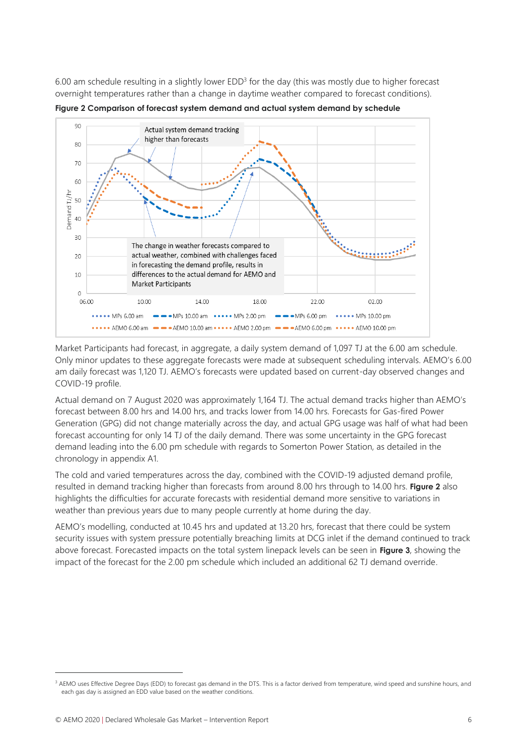6.00 am schedule resulting in a slightly lower EDD[3] for the day (this was mostly due to higher forecast overnight temperatures rather than a change in daytime weather compared to forecast conditions).

**Figure 2 Comparison of forecast system demand and actual system demand by schedule**

Market Participants had forecast, in aggregate, a daily system demand of 1,097 TJ at the 6.00 am schedule. Only minor updates to these aggregate forecasts were made at subsequent scheduling intervals. AEMO's 6.00 am daily forecast was 1,120 TJ. AEMO's forecasts were updated based on current-day observed changes and COVID-19 profile.

Actual demand on 7 August 2020 was approximately 1,164 TJ. The actual demand tracks higher than AEMO's forecast between 8.00 hrs and 14.00 hrs, and tracks lower from 14.00 hrs. Forecasts for Gas-fired Power Generation (GPG) did not change materially across the day, and actual GPG usage was half of what had been forecast accounting for only 14 TJ of the daily demand. There was some uncertainty in the GPG forecast demand leading into the 6.00 pm schedule with regards to Somerton Power Station, as detailed in the chronology in appendix A1.

The cold and varied temperatures across the day, combined with the COVID-19 adjusted demand profile, resulted in demand tracking higher than forecasts from around 8.00 hrs through to 14.00 hrs. **Figure 2** also highlights the difficulties for accurate forecasts with residential demand more sensitive to variations in weather than previous years due to many people currently at home during the day.

AEMO's modelling, conducted at 10.45 hrs and updated at 13.20 hrs, forecast that there could be system security issues with system pressure potentially breaching limits at DCG inlet if the demand continued to track above forecast. Forecasted impacts on the total system linepack levels can be seen in **Figure 3**, showing the impact of the forecast for the 2.00 pm schedule which included an additional 62 TJ demand override.

[3] AEMO uses Effective Degree Days (EDD) to forecast gas demand in the DTS. This is a factor derived from temperature, wind speed and sunshine hours, and each gas day is assigned an EDD value based on the weather conditions.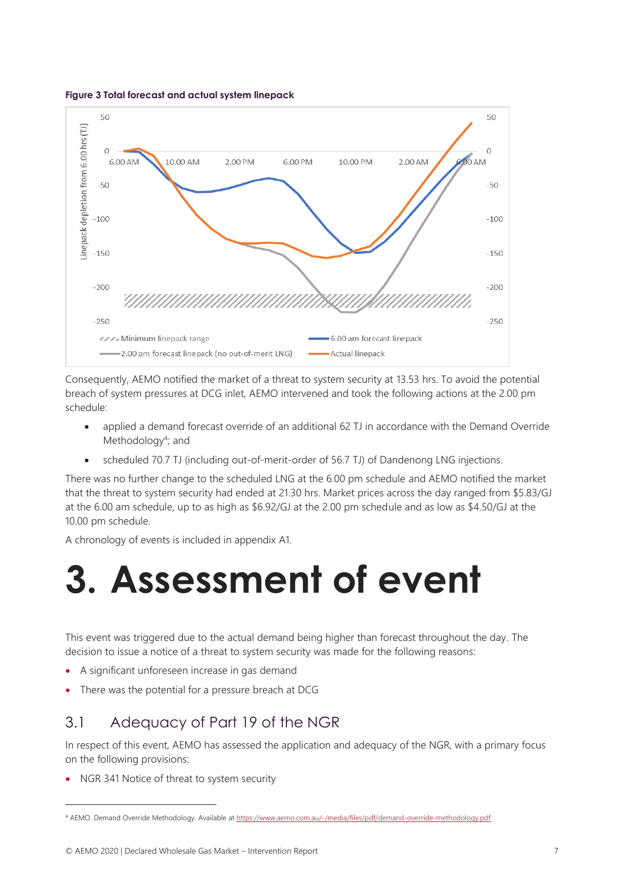**Figure 3 Total forecast and actual system linepack**

Consequently, AEMO notified the market of a threat to system security at 13.53 hrs. To avoid the potential breach of system pressures at DCG inlet, AEMO intervened and took the following actions at the 2.00 pm schedule:

- applied a demand forecast override of an additional 62 TJ in accordance with the Demand Override Methodology[4]; and
- scheduled 70.7 TJ (including out-of-merit-order of 56.7 TJ) of Dandenong LNG injections.

There was no further change to the scheduled LNG at the 6.00 pm schedule and AEMO notified the market that the threat to system security had ended at 21.30 hrs. Market prices across the day ranged from $5.83/GJ at the 6.00 am schedule, up to as high as $6.92/GJ at the 2.00 pm schedule and as low as $4.50/GJ at the 10.00 pm schedule.

A chronology of events is included in appendix A1.

# 3. Assessment of event

This event was triggered due to the actual demand being higher than forecast throughout the day. The decision to issue a notice of a threat to system security was made for the following reasons:

- A significant unforeseen increase in gas demand
- There was the potential for a pressure breach at DCG

## 3.1 Adequacy of Part 19 of the NGR

In respect of this event, AEMO has assessed the application and adequacy of the NGR, with a primary focus on the following provisions:

- NGR 341 Notice of threat to system security

[4] AEMO. Demand Override Methodology. Available at https://www.aemo.com.au/-/media/files/pdf/demand-override-methodology.pdf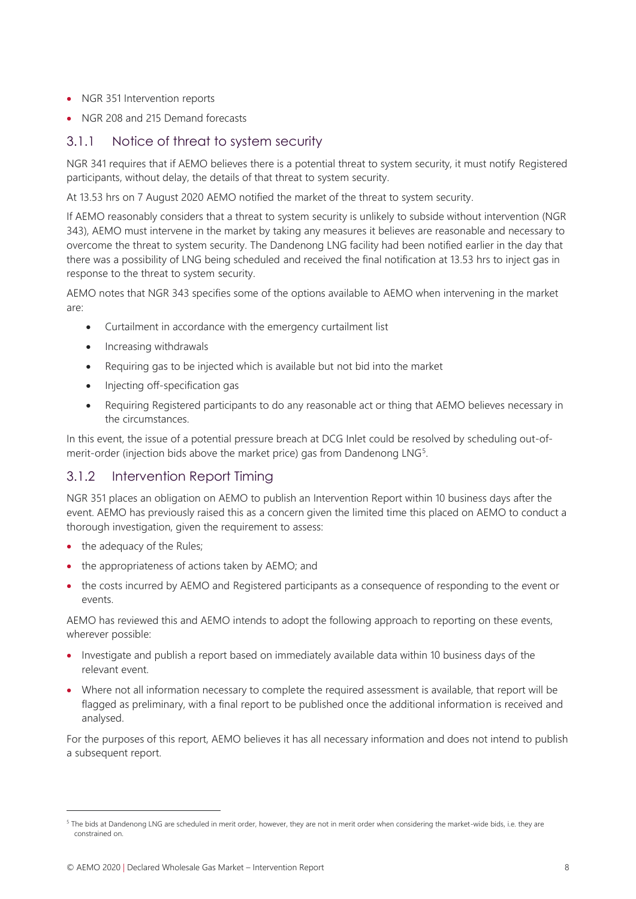- NGR 351 Intervention reports
- NGR 208 and 215 Demand forecasts

### 3.1.1 Notice of threat to system security

NGR 341 requires that if AEMO believes there is a potential threat to system security, it must notify Registered participants, without delay, the details of that threat to system security.

At 13.53 hrs on 7 August 2020 AEMO notified the market of the threat to system security.

If AEMO reasonably considers that a threat to system security is unlikely to subside without intervention (NGR 343), AEMO must intervene in the market by taking any measures it believes are reasonable and necessary to overcome the threat to system security. The Dandenong LNG facility had been notified earlier in the day that there was a possibility of LNG being scheduled and received the final notification at 13.53 hrs to inject gas in response to the threat to system security.

AEMO notes that NGR 343 specifies some of the options available to AEMO when intervening in the market are:

- Curtailment in accordance with the emergency curtailment list
- Increasing withdrawals
- Requiring gas to be injected which is available but not bid into the market
- Injecting off-specification gas
- Requiring Registered participants to do any reasonable act or thing that AEMO believes necessary in the circumstances.

In this event, the issue of a potential pressure breach at DCG Inlet could be resolved by scheduling out-of-merit-order (injection bids above the market price) gas from Dandenong LNG[5].

### 3.1.2 Intervention Report Timing

NGR 351 places an obligation on AEMO to publish an Intervention Report within 10 business days after the event. AEMO has previously raised this as a concern given the limited time this placed on AEMO to conduct a thorough investigation, given the requirement to assess:

- the adequacy of the Rules;
- the appropriateness of actions taken by AEMO; and
- the costs incurred by AEMO and Registered participants as a consequence of responding to the event or events.

AEMO has reviewed this and AEMO intends to adopt the following approach to reporting on these events, wherever possible:

- Investigate and publish a report based on immediately available data within 10 business days of the relevant event.
- Where not all information necessary to complete the required assessment is available, that report will be flagged as preliminary, with a final report to be published once the additional information is received and analysed.

For the purposes of this report, AEMO believes it has all necessary information and does not intend to publish a subsequent report.

---

[5] The bids at Dandenong LNG are scheduled in merit order, however, they are not in merit order when considering the market-wide bids, i.e. they are constrained on.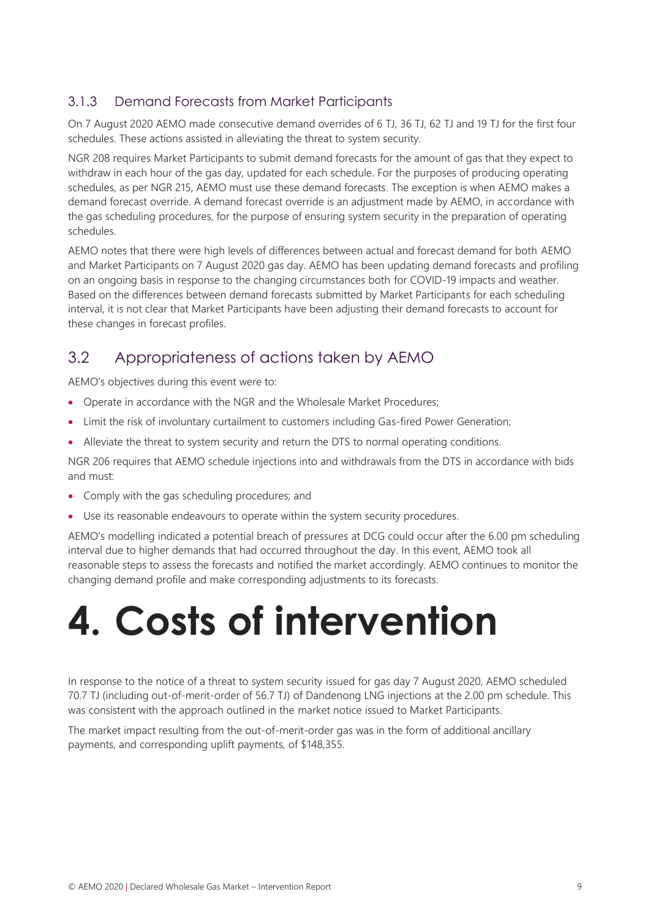### 3.1.3 Demand Forecasts from Market Participants

On 7 August 2020 AEMO made consecutive demand overrides of 6 TJ, 36 TJ, 62 TJ and 19 TJ for the first four schedules. These actions assisted in alleviating the threat to system security.

NGR 208 requires Market Participants to submit demand forecasts for the amount of gas that they expect to withdraw in each hour of the gas day, updated for each schedule. For the purposes of producing operating schedules, as per NGR 215, AEMO must use these demand forecasts. The exception is when AEMO makes a demand forecast override. A demand forecast override is an adjustment made by AEMO, in accordance with the gas scheduling procedures, for the purpose of ensuring system security in the preparation of operating schedules.

AEMO notes that there were high levels of differences between actual and forecast demand for both AEMO and Market Participants on 7 August 2020 gas day. AEMO has been updating demand forecasts and profiling on an ongoing basis in response to the changing circumstances both for COVID-19 impacts and weather. Based on the differences between demand forecasts submitted by Market Participants for each scheduling interval, it is not clear that Market Participants have been adjusting their demand forecasts to account for these changes in forecast profiles.

## 3.2 Appropriateness of actions taken by AEMO

AEMO's objectives during this event were to:

- Operate in accordance with the NGR and the Wholesale Market Procedures;
- Limit the risk of involuntary curtailment to customers including Gas-fired Power Generation;
- Alleviate the threat to system security and return the DTS to normal operating conditions.

NGR 206 requires that AEMO schedule injections into and withdrawals from the DTS in accordance with bids and must:

- Comply with the gas scheduling procedures; and
- Use its reasonable endeavours to operate within the system security procedures.

AEMO's modelling indicated a potential breach of pressures at DCG could occur after the 6.00 pm scheduling interval due to higher demands that had occurred throughout the day. In this event, AEMO took all reasonable steps to assess the forecasts and notified the market accordingly. AEMO continues to monitor the changing demand profile and make corresponding adjustments to its forecasts.

# 4. Costs of intervention

In response to the notice of a threat to system security issued for gas day 7 August 2020, AEMO scheduled 70.7 TJ (including out-of-merit-order of 56.7 TJ) of Dandenong LNG injections at the 2.00 pm schedule. This was consistent with the approach outlined in the market notice issued to Market Participants.

The market impact resulting from the out-of-merit-order gas was in the form of additional ancillary payments, and corresponding uplift payments, of $148,355.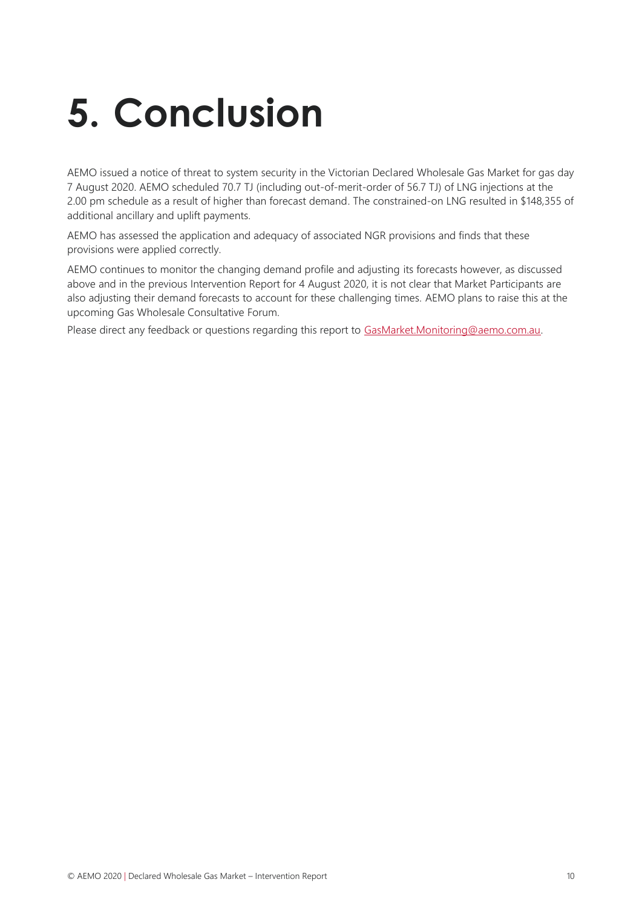# 5. Conclusion

AEMO issued a notice of threat to system security in the Victorian Declared Wholesale Gas Market for gas day 7 August 2020. AEMO scheduled 70.7 TJ (including out-of-merit-order of 56.7 TJ) of LNG injections at the 2.00 pm schedule as a result of higher than forecast demand. The constrained-on LNG resulted in $148,355 of additional ancillary and uplift payments.

AEMO has assessed the application and adequacy of associated NGR provisions and finds that these provisions were applied correctly.

AEMO continues to monitor the changing demand profile and adjusting its forecasts however, as discussed above and in the previous Intervention Report for 4 August 2020, it is not clear that Market Participants are also adjusting their demand forecasts to account for these challenging times. AEMO plans to raise this at the upcoming Gas Wholesale Consultative Forum.

Please direct any feedback or questions regarding this report to GasMarket.Monitoring@aemo.com.au.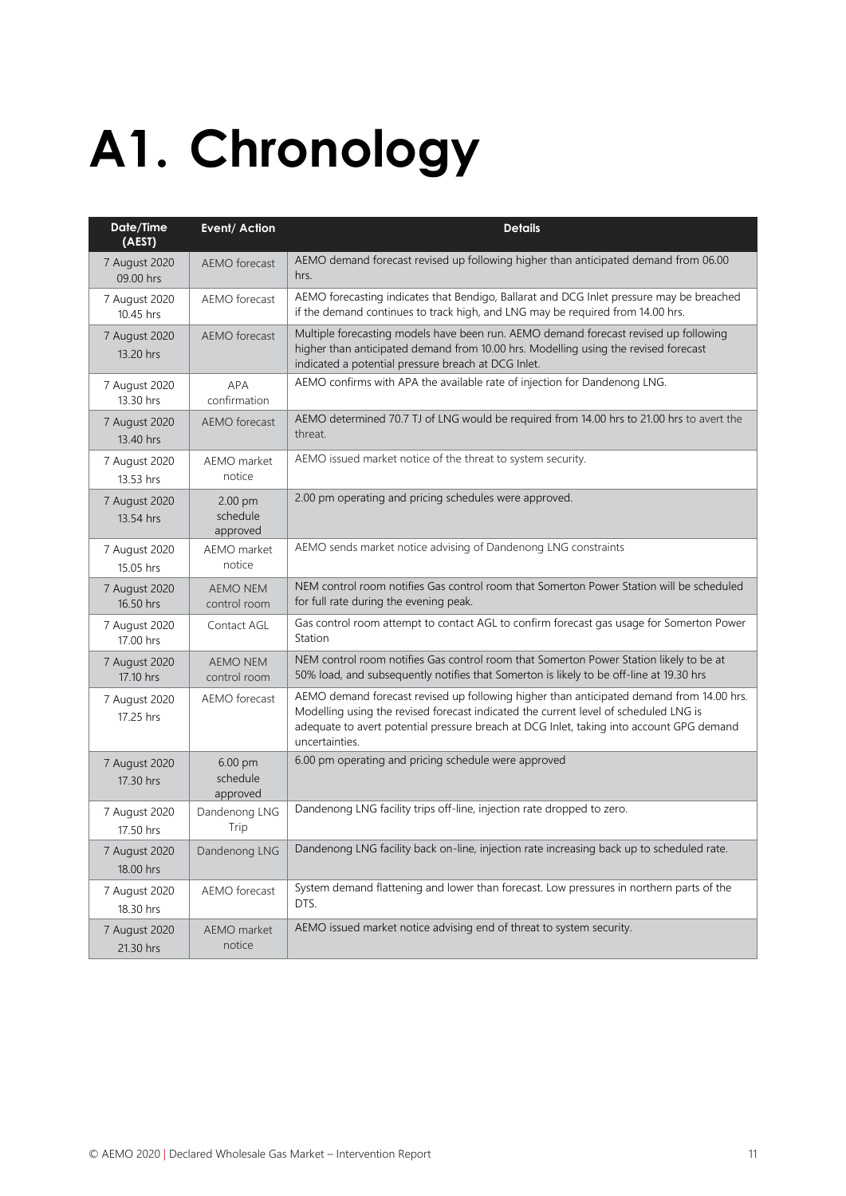# A1. Chronology

| Date/Time (AEST) | Event/ Action | Details |
|---|---|---|
| 7 August 2020 09.00 hrs | AEMO forecast | AEMO demand forecast revised up following higher than anticipated demand from 06.00 hrs. |
| 7 August 2020 10.45 hrs | AEMO forecast | AEMO forecasting indicates that Bendigo, Ballarat and DCG Inlet pressure may be breached if the demand continues to track high, and LNG may be required from 14.00 hrs. |
| 7 August 2020 13.20 hrs | AEMO forecast | Multiple forecasting models have been run. AEMO demand forecast revised up following higher than anticipated demand from 10.00 hrs. Modelling using the revised forecast indicated a potential pressure breach at DCG Inlet. |
| 7 August 2020 13.30 hrs | APA confirmation | AEMO confirms with APA the available rate of injection for Dandenong LNG. |
| 7 August 2020 13.40 hrs | AEMO forecast | AEMO determined 70.7 TJ of LNG would be required from 14.00 hrs to 21.00 hrs to avert the threat. |
| 7 August 2020 13.53 hrs | AEMO market notice | AEMO issued market notice of the threat to system security. |
| 7 August 2020 13.54 hrs | 2.00 pm schedule approved | 2.00 pm operating and pricing schedules were approved. |
| 7 August 2020 15.05 hrs | AEMO market notice | AEMO sends market notice advising of Dandenong LNG constraints |
| 7 August 2020 16.50 hrs | AEMO NEM control room | NEM control room notifies Gas control room that Somerton Power Station will be scheduled for full rate during the evening peak. |
| 7 August 2020 17.00 hrs | Contact AGL | Gas control room attempt to contact AGL to confirm forecast gas usage for Somerton Power Station |
| 7 August 2020 17.10 hrs | AEMO NEM control room | NEM control room notifies Gas control room that Somerton Power Station likely to be at 50% load, and subsequently notifies that Somerton is likely to be off-line at 19.30 hrs |
| 7 August 2020 17.25 hrs | AEMO forecast | AEMO demand forecast revised up following higher than anticipated demand from 14.00 hrs. Modelling using the revised forecast indicated the current level of scheduled LNG is adequate to avert potential pressure breach at DCG Inlet, taking into account GPG demand uncertainties. |
| 7 August 2020 17.30 hrs | 6.00 pm schedule approved | 6.00 pm operating and pricing schedule were approved |
| 7 August 2020 17.50 hrs | Dandenong LNG Trip | Dandenong LNG facility trips off-line, injection rate dropped to zero. |
| 7 August 2020 18.00 hrs | Dandenong LNG | Dandenong LNG facility back on-line, injection rate increasing back up to scheduled rate. |
| 7 August 2020 18.30 hrs | AEMO forecast | System demand flattening and lower than forecast. Low pressures in northern parts of the DTS. |
| 7 August 2020 21.30 hrs | AEMO market notice | AEMO issued market notice advising end of threat to system security. |